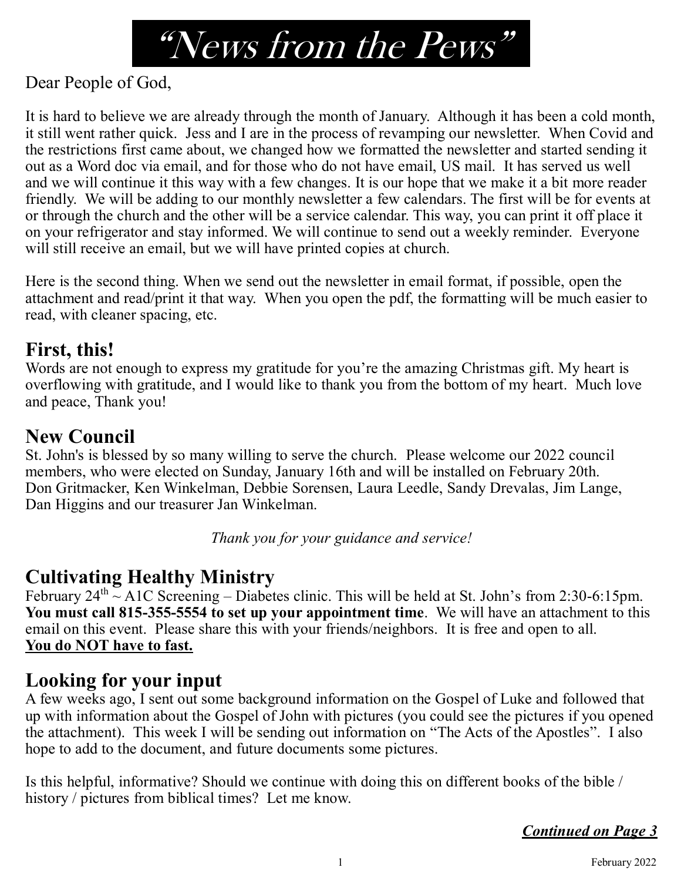# "News from the Pews"

Dear People of God,

It is hard to believe we are already through the month of January. Although it has been a cold month, it still went rather quick. Jess and I are in the process of revamping our newsletter. When Covid and the restrictions first came about, we changed how we formatted the newsletter and started sending it out as a Word doc via email, and for those who do not have email, US mail. It has served us well and we will continue it this way with a few changes. It is our hope that we make it a bit more reader friendly. We will be adding to our monthly newsletter a few calendars. The first will be for events at or through the church and the other will be a service calendar. This way, you can print it off place it on your refrigerator and stay informed. We will continue to send out a weekly reminder. Everyone will still receive an email, but we will have printed copies at church.

Here is the second thing. When we send out the newsletter in email format, if possible, open the attachment and read/print it that way. When you open the pdf, the formatting will be much easier to read, with cleaner spacing, etc.

## First, this!

Words are not enough to express my gratitude for you're the amazing Christmas gift. My heart is overflowing with gratitude, and I would like to thank you from the bottom of my heart. Much love and peace, Thank you!

## New Council

St. John's is blessed by so many willing to serve the church. Please welcome our 2022 council members, who were elected on Sunday, January 16th and will be installed on February 20th. Don Gritmacker, Ken Winkelman, Debbie Sorensen, Laura Leedle, Sandy Drevalas, Jim Lange, Dan Higgins and our treasurer Jan Winkelman.

*Thank you for your guidance and service!*

## Cultivating Healthy Ministry

February 24th ~ A1C Screening – Diabetes clinic. This will be held at St. John's from 2:30-6:15pm. **You must call 815-355-5554 to set up your appointment time**. We will have an attachment to this email on this event. Please share this with your friends/neighbors. It is free and open to all. **You do NOT have to fast.**

## Looking for your input

A few weeks ago, I sent out some background information on the Gospel of Luke and followed that up with information about the Gospel of John with pictures (you could see the pictures if you opened the attachment). This week I will be sending out information on "The Acts of the Apostles". I also hope to add to the document, and future documents some pictures.

Is this helpful, informative? Should we continue with doing this on different books of the bible / history / pictures from biblical times? Let me know.

***Continued on Page 3***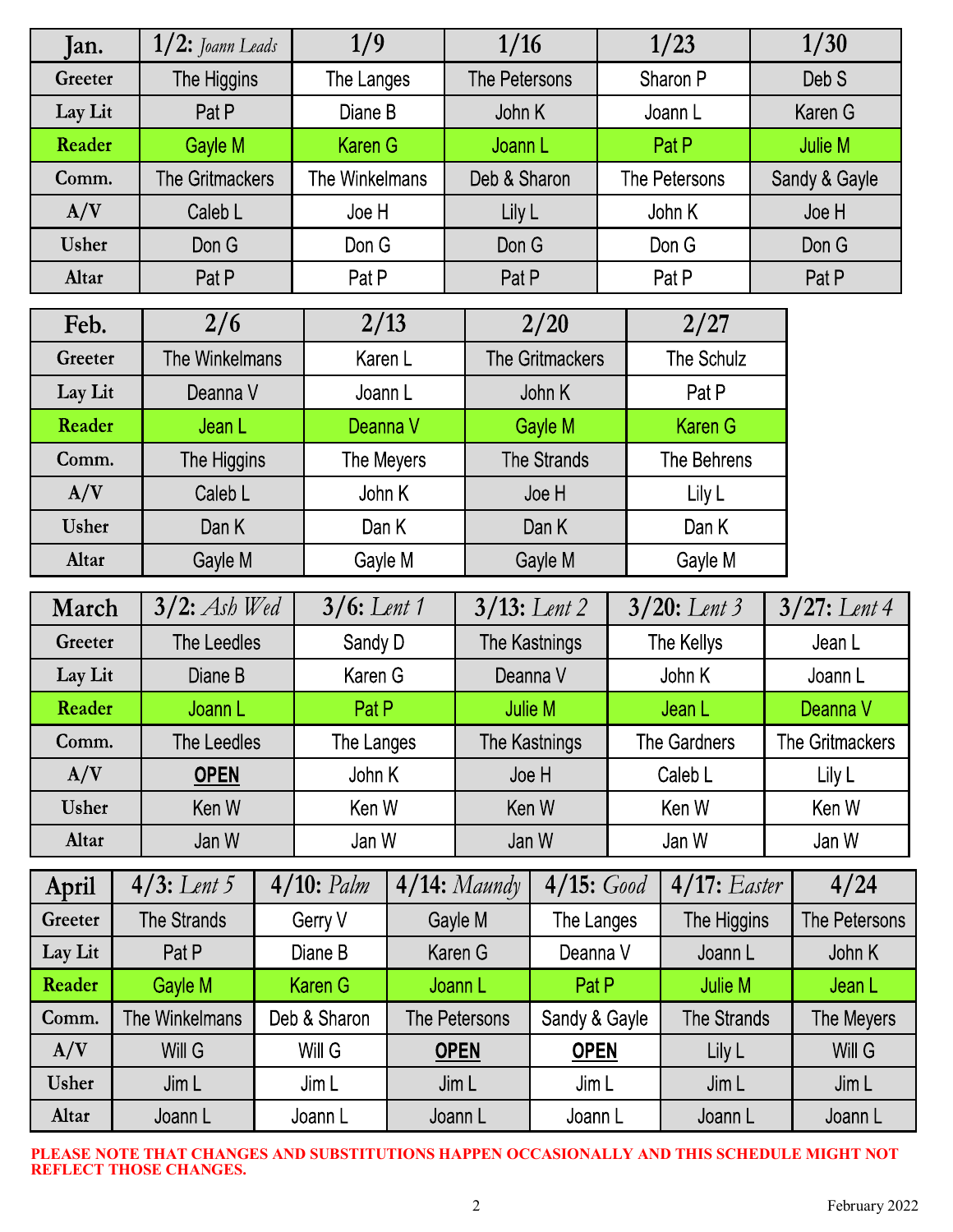| Jan. | 1/2: *Joann Leads* | 1/9 | 1/16 | 1/23 | 1/30 |
|---|---|---|---|---|---|
| Greeter | The Higgins | The Langes | The Petersons | Sharon P | Deb S |
| Lay Lit | Pat P | Diane B | John K | Joann L | Karen G |
| Reader | Gayle M | Karen G | Joann L | Pat P | Julie M |
| Comm. | The Gritmackers | The Winkelmans | Deb & Sharon | The Petersons | Sandy & Gayle |
| A/V | Caleb L | Joe H | Lily L | John K | Joe H |
| Usher | Don G | Don G | Don G | Don G | Don G |
| Altar | Pat P | Pat P | Pat P | Pat P | Pat P |

| Feb. | 2/6 | 2/13 | 2/20 | 2/27 |
|---|---|---|---|---|
| Greeter | The Winkelmans | Karen L | The Gritmackers | The Schulz |
| Lay Lit | Deanna V | Joann L | John K | Pat P |
| Reader | Jean L | Deanna V | Gayle M | Karen G |
| Comm. | The Higgins | The Meyers | The Strands | The Behrens |
| A/V | Caleb L | John K | Joe H | Lily L |
| Usher | Dan K | Dan K | Dan K | Dan K |
| Altar | Gayle M | Gayle M | Gayle M | Gayle M |

| March | 3/2: *Ash Wed* | 3/6: *Lent 1* | 3/13: *Lent 2* | 3/20: *Lent 3* | 3/27: *Lent 4* |
|---|---|---|---|---|---|
| Greeter | The Leedles | Sandy D | The Kastnings | The Kellys | Jean L |
| Lay Lit | Diane B | Karen G | Deanna V | John K | Joann L |
| Reader | Joann L | Pat P | Julie M | Jean L | Deanna V |
| Comm. | The Leedles | The Langes | The Kastnings | The Gardners | The Gritmackers |
| A/V | **OPEN** | John K | Joe H | Caleb L | Lily L |
| Usher | Ken W | Ken W | Ken W | Ken W | Ken W |
| Altar | Jan W | Jan W | Jan W | Jan W | Jan W |

| April | 4/3: *Lent 5* | 4/10: *Palm* | 4/14: *Maundy* | 4/15: *Good* | 4/17: *Easter* | 4/24 |
|---|---|---|---|---|---|---|
| Greeter | The Strands | Gerry V | Gayle M | The Langes | The Higgins | The Petersons |
| Lay Lit | Pat P | Diane B | Karen G | Deanna V | Joann L | John K |
| Reader | Gayle M | Karen G | Joann L | Pat P | Julie M | Jean L |
| Comm. | The Winkelmans | Deb & Sharon | The Petersons | Sandy & Gayle | The Strands | The Meyers |
| A/V | Will G | Will G | **OPEN** | **OPEN** | Lily L | Will G |
| Usher | Jim L | Jim L | Jim L | Jim L | Jim L | Jim L |
| Altar | Joann L | Joann L | Joann L | Joann L | Joann L | Joann L |

**PLEASE NOTE THAT CHANGES AND SUBSTITUTIONS HAPPEN OCCASIONALLY AND THIS SCHEDULE MIGHT NOT REFLECT THOSE CHANGES.**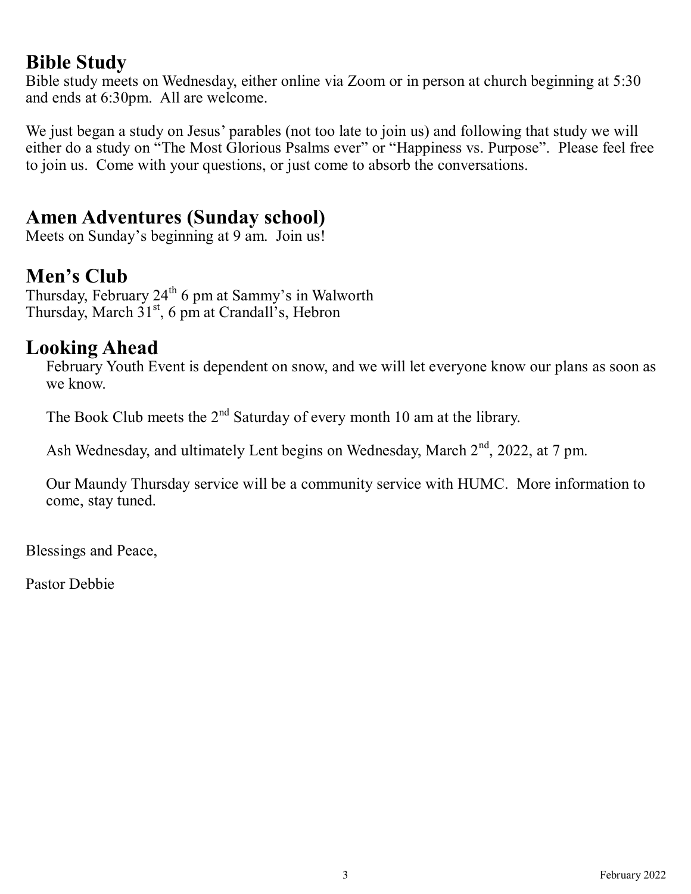## Bible Study

Bible study meets on Wednesday, either online via Zoom or in person at church beginning at 5:30 and ends at 6:30pm. All are welcome.

We just began a study on Jesus' parables (not too late to join us) and following that study we will either do a study on "The Most Glorious Psalms ever" or "Happiness vs. Purpose". Please feel free to join us. Come with your questions, or just come to absorb the conversations.

## Amen Adventures (Sunday school)

Meets on Sunday's beginning at 9 am. Join us!

## Men's Club

Thursday, February 24th 6 pm at Sammy's in Walworth
Thursday, March 31st, 6 pm at Crandall's, Hebron

## Looking Ahead

February Youth Event is dependent on snow, and we will let everyone know our plans as soon as we know.

The Book Club meets the 2nd Saturday of every month 10 am at the library.

Ash Wednesday, and ultimately Lent begins on Wednesday, March 2nd, 2022, at 7 pm.

Our Maundy Thursday service will be a community service with HUMC. More information to come, stay tuned.

Blessings and Peace,

Pastor Debbie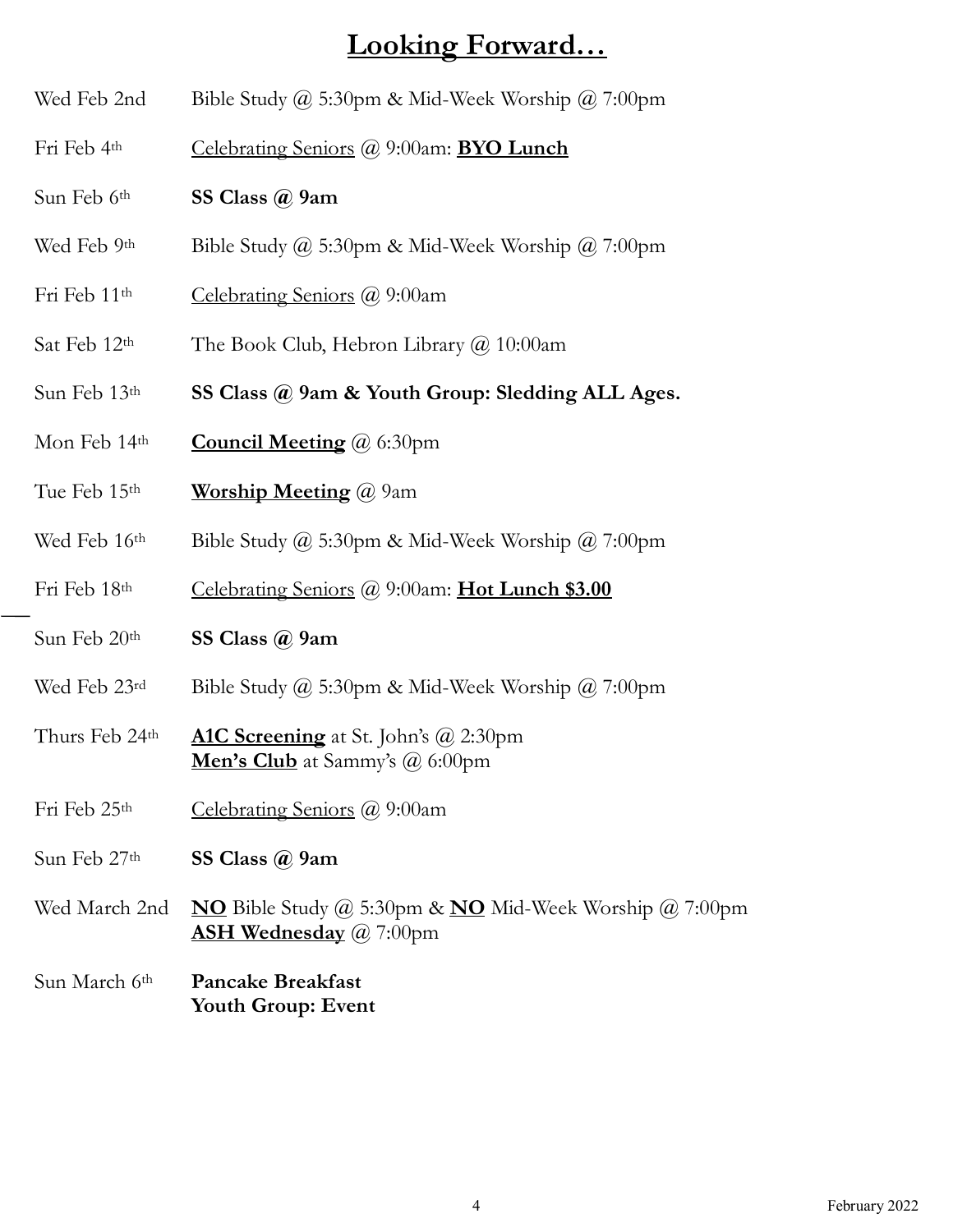# Looking Forward…

| | |
|---|---|
| Wed Feb 2nd | Bible Study @ 5:30pm & Mid-Week Worship @ 7:00pm |
| Fri Feb 4th | Celebrating Seniors @ 9:00am: **BYO Lunch** |
| Sun Feb 6th | **SS Class @ 9am** |
| Wed Feb 9th | Bible Study @ 5:30pm & Mid-Week Worship @ 7:00pm |
| Fri Feb 11th | Celebrating Seniors @ 9:00am |
| Sat Feb 12th | The Book Club, Hebron Library @ 10:00am |
| Sun Feb 13th | **SS Class @ 9am & Youth Group: Sledding ALL Ages.** |
| Mon Feb 14th | **Council Meeting** @ 6:30pm |
| Tue Feb 15th | **Worship Meeting** @ 9am |
| Wed Feb 16th | Bible Study @ 5:30pm & Mid-Week Worship @ 7:00pm |
| Fri Feb 18th | Celebrating Seniors @ 9:00am: **Hot Lunch $3.00** |
| Sun Feb 20th | **SS Class @ 9am** |
| Wed Feb 23rd | Bible Study @ 5:30pm & Mid-Week Worship @ 7:00pm |
| Thurs Feb 24th | **A1C Screening** at St. John's @ 2:30pm<br>**Men's Club** at Sammy's @ 6:00pm |
| Fri Feb 25th | Celebrating Seniors @ 9:00am |
| Sun Feb 27th | **SS Class @ 9am** |
| Wed March 2nd | **NO** Bible Study @ 5:30pm & **NO** Mid-Week Worship @ 7:00pm<br>**ASH Wednesday** @ 7:00pm |
| Sun March 6th | **Pancake Breakfast**<br>**Youth Group: Event** |